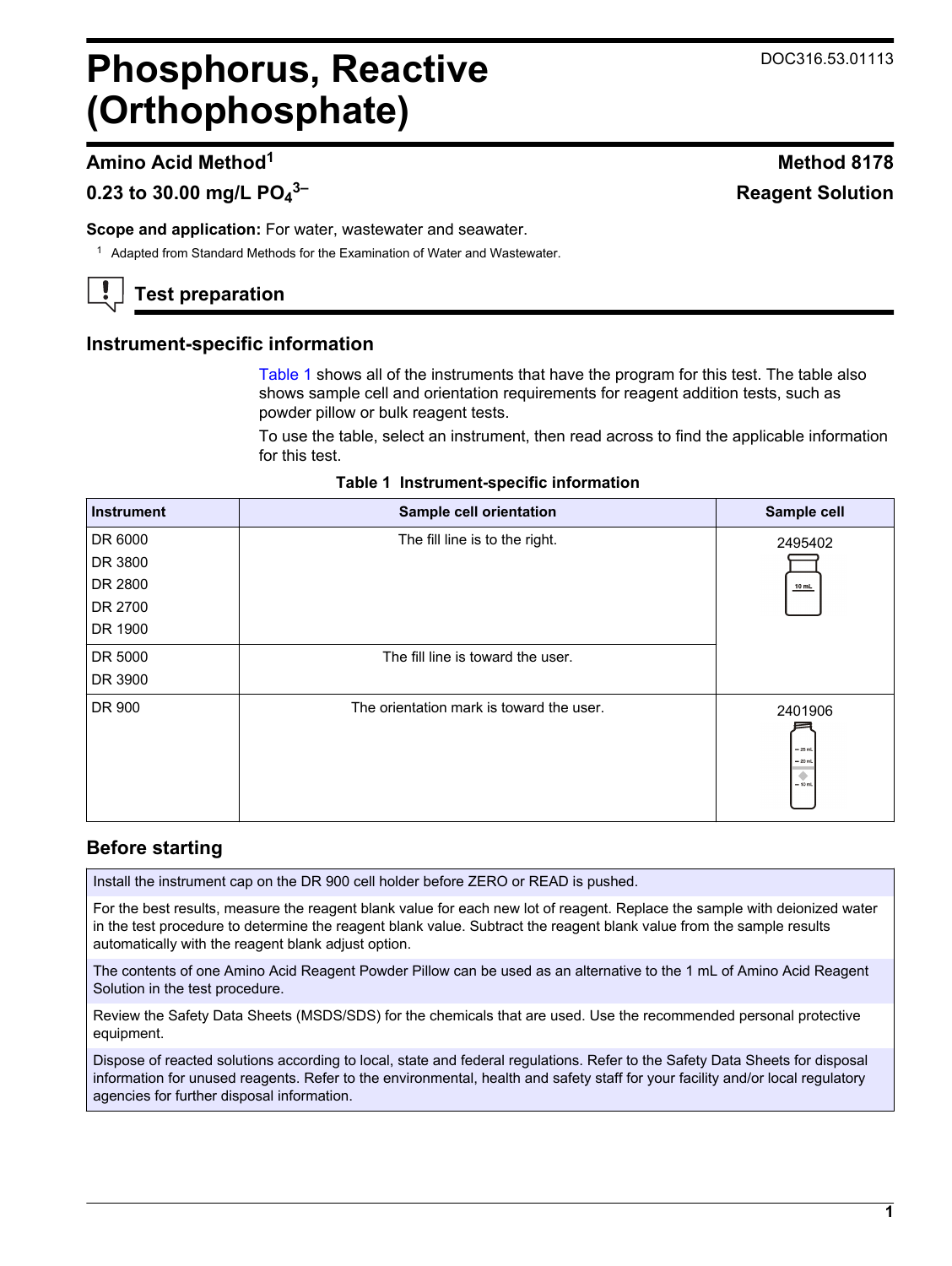DOC316.53.01113

# Phosphorus, Reactive (Orthophosphate)

## Amino Acid Method[1]

**Method 8178**

## 0.23 to 30.00 mg/L $PO_4^{3-}$

**Reagent Solution**

**Scope and application:** For water, wastewater and seawater.

[1] Adapted from Standard Methods for the Examination of Water and Wastewater.

## Test preparation

### Instrument-specific information

Table 1 shows all of the instruments that have the program for this test. The table also shows sample cell and orientation requirements for reagent addition tests, such as powder pillow or bulk reagent tests.

To use the table, select an instrument, then read across to find the applicable information for this test.

**Table 1 Instrument-specific information**

| Instrument | Sample cell orientation | Sample cell |
|---|---|---|
| DR 6000<br>DR 3800<br>DR 2800<br>DR 2700<br>DR 1900 | The fill line is to the right. | 2495402 |
| DR 5000<br>DR 3900 | The fill line is toward the user. | |
| DR 900 | The orientation mark is toward the user. | 2401906 |

### Before starting

Install the instrument cap on the DR 900 cell holder before ZERO or READ is pushed.

For the best results, measure the reagent blank value for each new lot of reagent. Replace the sample with deionized water in the test procedure to determine the reagent blank value. Subtract the reagent blank value from the sample results automatically with the reagent blank adjust option.

The contents of one Amino Acid Reagent Powder Pillow can be used as an alternative to the 1 mL of Amino Acid Reagent Solution in the test procedure.

Review the Safety Data Sheets (MSDS/SDS) for the chemicals that are used. Use the recommended personal protective equipment.

Dispose of reacted solutions according to local, state and federal regulations. Refer to the Safety Data Sheets for disposal information for unused reagents. Refer to the environmental, health and safety staff for your facility and/or local regulatory agencies for further disposal information.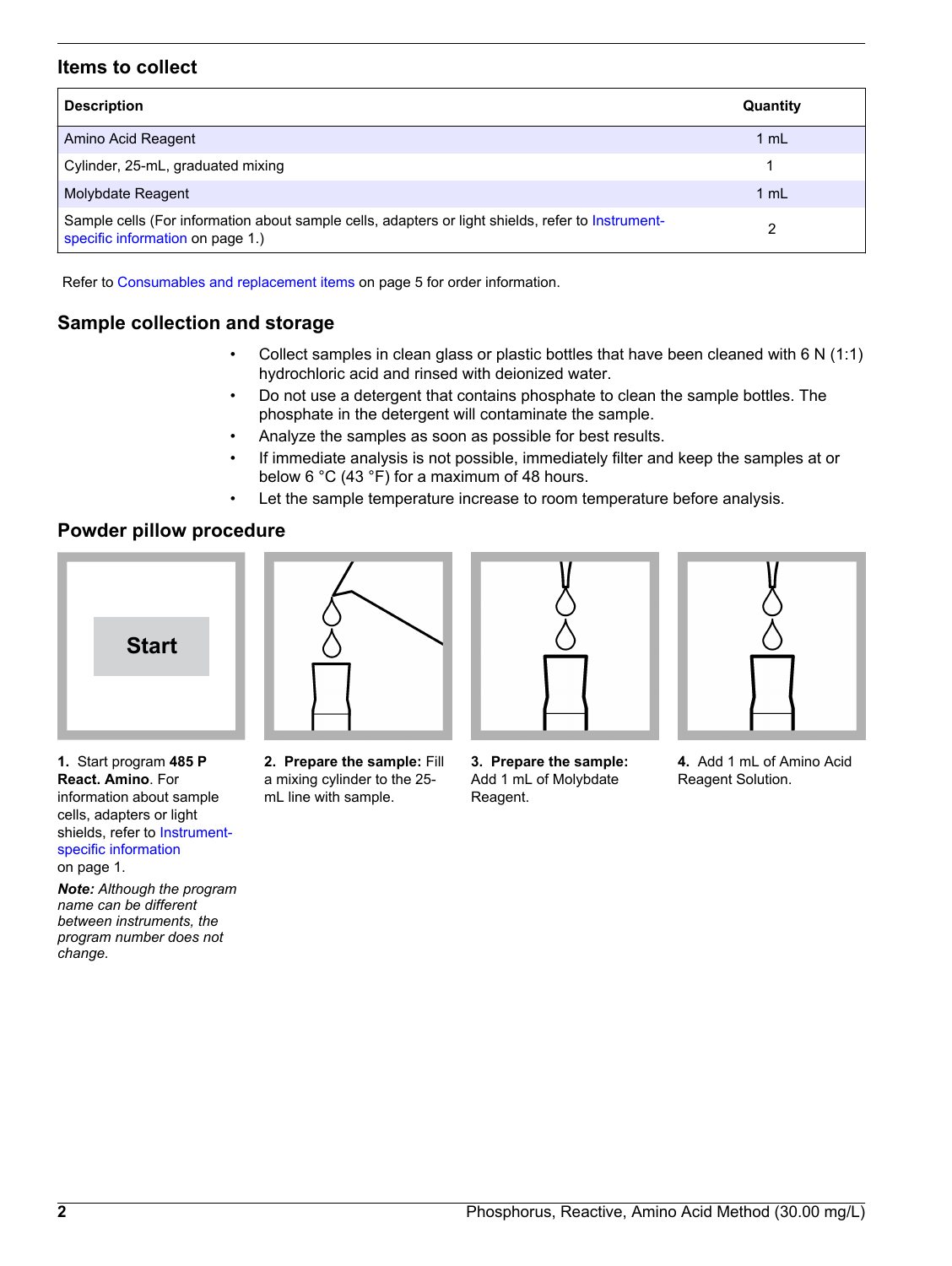## Items to collect

| Description | Quantity |
|---|---|
| Amino Acid Reagent | 1 mL |
| Cylinder, 25-mL, graduated mixing | 1 |
| Molybdate Reagent | 1 mL |
| Sample cells (For information about sample cells, adapters or light shields, refer to Instrument-specific information on page 1.) | 2 |

Refer to Consumables and replacement items on page 5 for order information.

## Sample collection and storage

- Collect samples in clean glass or plastic bottles that have been cleaned with 6 N (1:1) hydrochloric acid and rinsed with deionized water.
- Do not use a detergent that contains phosphate to clean the sample bottles. The phosphate in the detergent will contaminate the sample.
- Analyze the samples as soon as possible for best results.
- If immediate analysis is not possible, immediately filter and keep the samples at or below 6 °C (43 °F) for a maximum of 48 hours.
- Let the sample temperature increase to room temperature before analysis.

## Powder pillow procedure

**1.** Start program **485 P React. Amino**. For information about sample cells, adapters or light shields, refer to Instrument-specific information on page 1.

***Note:*** *Although the program name can be different between instruments, the program number does not change.*

**2. Prepare the sample:** Fill a mixing cylinder to the 25-mL line with sample.

**3. Prepare the sample:** Add 1 mL of Molybdate Reagent.

**4.** Add 1 mL of Amino Acid Reagent Solution.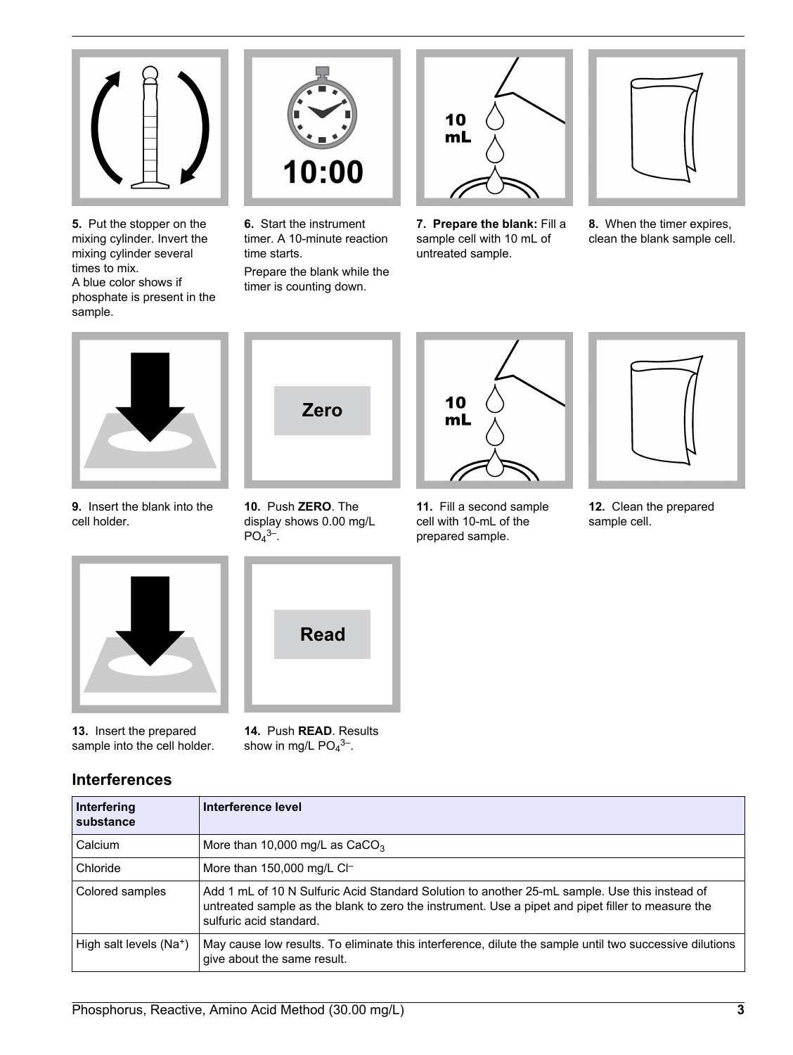5. Put the stopper on the mixing cylinder. Invert the mixing cylinder several times to mix.
A blue color shows if phosphate is present in the sample.

6. Start the instrument timer. A 10-minute reaction time starts.
Prepare the blank while the timer is counting down.

7. **Prepare the blank:** Fill a sample cell with 10 mL of untreated sample.

8. When the timer expires, clean the blank sample cell.

9. Insert the blank into the cell holder.

10. Push **ZERO**. The display shows 0.00 mg/L $PO_4^{3-}$.

11. Fill a second sample cell with 10-mL of the prepared sample.

12. Clean the prepared sample cell.

13. Insert the prepared sample into the cell holder.

14. Push **READ**. Results show in mg/L $PO_4^{3-}$.

## Interferences

| Interfering substance | Interference level |
|---|---|
| Calcium | More than 10,000 mg/L as $CaCO_3$ |
| Chloride | More than 150,000 mg/L $Cl^-$ |
| Colored samples | Add 1 mL of 10 N Sulfuric Acid Standard Solution to another 25-mL sample. Use this instead of untreated sample as the blank to zero the instrument. Use a pipet and pipet filler to measure the sulfuric acid standard. |
| High salt levels ($Na^+$) | May cause low results. To eliminate this interference, dilute the sample until two successive dilutions give about the same result. |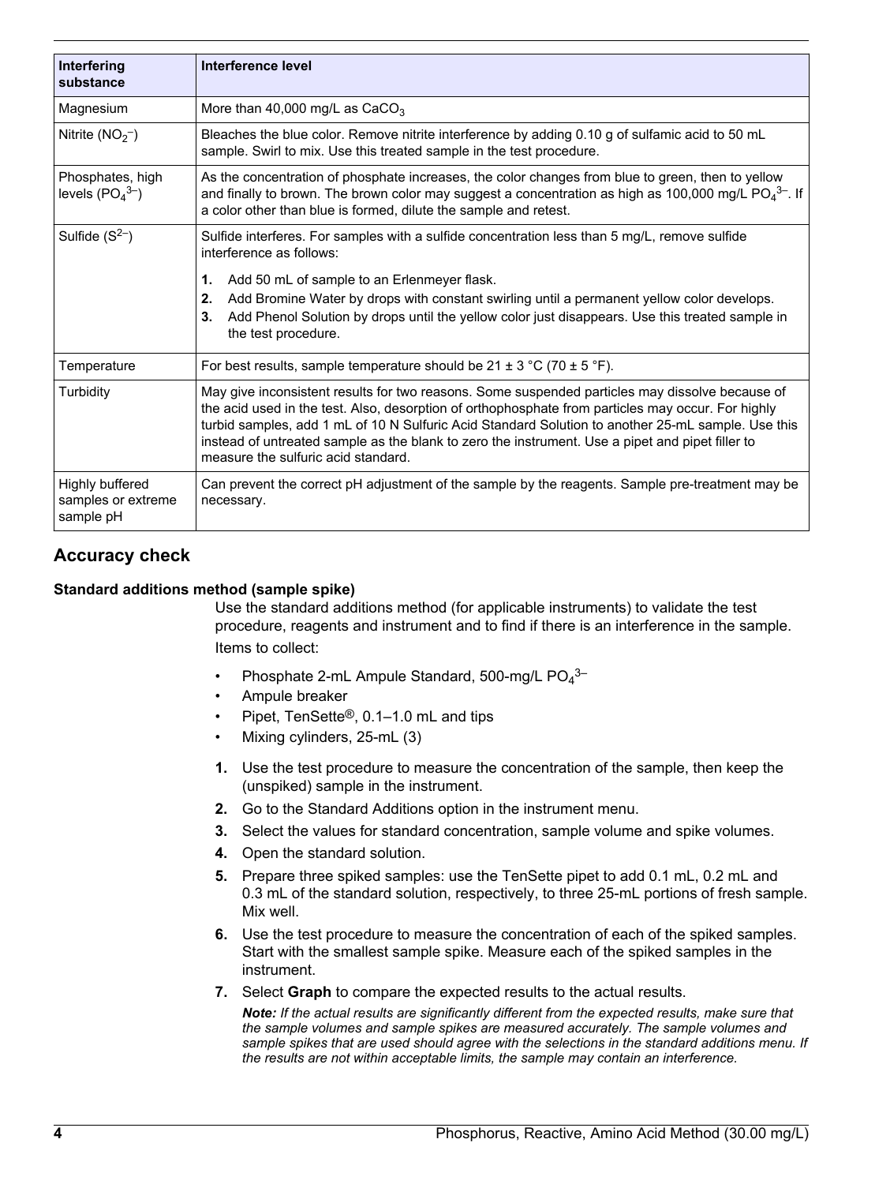| Interfering substance | Interference level |
| --- | --- |
| Magnesium | More than 40,000 mg/L as $CaCO_3$ |
| Nitrite ($NO_2^–$) | Bleaches the blue color. Remove nitrite interference by adding 0.10 g of sulfamic acid to 50 mL sample. Swirl to mix. Use this treated sample in the test procedure. |
| Phosphates, high levels ($PO_4^{3–}$) | As the concentration of phosphate increases, the color changes from blue to green, then to yellow and finally to brown. The brown color may suggest a concentration as high as 100,000 mg/L $PO_4^{3–}$. If a color other than blue is formed, dilute the sample and retest. |
| Sulfide ($S^{2–}$) | Sulfide interferes. For samples with a sulfide concentration less than 5 mg/L, remove sulfide interference as follows:<br>**1.** Add 50 mL of sample to an Erlenmeyer flask.<br>**2.** Add Bromine Water by drops with constant swirling until a permanent yellow color develops.<br>**3.** Add Phenol Solution by drops until the yellow color just disappears. Use this treated sample in the test procedure. |
| Temperature | For best results, sample temperature should be 21 ± 3 °C (70 ± 5 °F). |
| Turbidity | May give inconsistent results for two reasons. Some suspended particles may dissolve because of the acid used in the test. Also, desorption of orthophosphate from particles may occur. For highly turbid samples, add 1 mL of 10 N Sulfuric Acid Standard Solution to another 25-mL sample. Use this instead of untreated sample as the blank to zero the instrument. Use a pipet and pipet filler to measure the sulfuric acid standard. |
| Highly buffered samples or extreme sample pH | Can prevent the correct pH adjustment of the sample by the reagents. Sample pre-treatment may be necessary. |

## Accuracy check

### Standard additions method (sample spike)

Use the standard additions method (for applicable instruments) to validate the test procedure, reagents and instrument and to find if there is an interference in the sample.

Items to collect:

- Phosphate 2-mL Ampule Standard, 500-mg/L $PO_4^{3–}$
- Ampule breaker
- Pipet, TenSette®, 0.1–1.0 mL and tips
- Mixing cylinders, 25-mL (3)

1. Use the test procedure to measure the concentration of the sample, then keep the (unspiked) sample in the instrument.
2. Go to the Standard Additions option in the instrument menu.
3. Select the values for standard concentration, sample volume and spike volumes.
4. Open the standard solution.
5. Prepare three spiked samples: use the TenSette pipet to add 0.1 mL, 0.2 mL and 0.3 mL of the standard solution, respectively, to three 25-mL portions of fresh sample. Mix well.
6. Use the test procedure to measure the concentration of each of the spiked samples. Start with the smallest sample spike. Measure each of the spiked samples in the instrument.
7. Select **Graph** to compare the expected results to the actual results.

   ***Note:*** *If the actual results are significantly different from the expected results, make sure that the sample volumes and sample spikes are measured accurately. The sample volumes and sample spikes that are used should agree with the selections in the standard additions menu. If the results are not within acceptable limits, the sample may contain an interference.*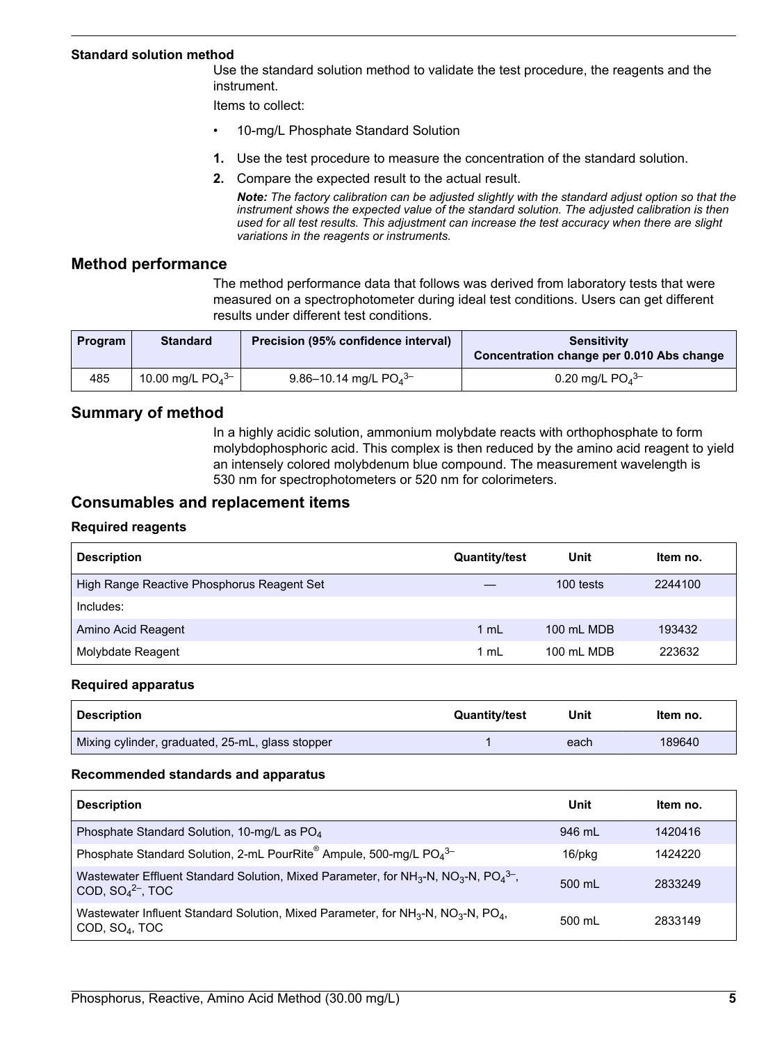### Standard solution method

Use the standard solution method to validate the test procedure, the reagents and the instrument.

Items to collect:

- 10-mg/L Phosphate Standard Solution

1. Use the test procedure to measure the concentration of the standard solution.
2. Compare the expected result to the actual result.

   ***Note:*** *The factory calibration can be adjusted slightly with the standard adjust option so that the instrument shows the expected value of the standard solution. The adjusted calibration is then used for all test results. This adjustment can increase the test accuracy when there are slight variations in the reagents or instruments.*

## Method performance

The method performance data that follows was derived from laboratory tests that were measured on a spectrophotometer during ideal test conditions. Users can get different results under different test conditions.

| Program | Standard | Precision (95% confidence interval) | Sensitivity Concentration change per 0.010 Abs change |
|---|---|---|---|
| 485 | 10.00 mg/L $PO_4^{3-}$ | 9.86–10.14 mg/L $PO_4^{3-}$ | 0.20 mg/L $PO_4^{3-}$ |

## Summary of method

In a highly acidic solution, ammonium molybdate reacts with orthophosphate to form molybdophosphoric acid. This complex is then reduced by the amino acid reagent to yield an intensely colored molybdenum blue compound. The measurement wavelength is 530 nm for spectrophotometers or 520 nm for colorimeters.

## Consumables and replacement items

### Required reagents

| Description | Quantity/test | Unit | Item no. |
|---|---|---|---|
| High Range Reactive Phosphorus Reagent Set | — | 100 tests | 2244100 |
| Includes: | | | |
| Amino Acid Reagent | 1 mL | 100 mL MDB | 193432 |
| Molybdate Reagent | 1 mL | 100 mL MDB | 223632 |

### Required apparatus

| Description | Quantity/test | Unit | Item no. |
|---|---|---|---|
| Mixing cylinder, graduated, 25-mL, glass stopper | 1 | each | 189640 |

### Recommended standards and apparatus

| Description | Unit | Item no. |
|---|---|---|
| Phosphate Standard Solution, 10-mg/L as $PO_4$ | 946 mL | 1420416 |
| Phosphate Standard Solution, 2-mL PourRite® Ampule, 500-mg/L $PO_4^{3-}$ | 16/pkg | 1424220 |
| Wastewater Effluent Standard Solution, Mixed Parameter, for $NH_3$-N, $NO_3$-N, $PO_4^{3-}$, COD, $SO_4^{2-}$, TOC | 500 mL | 2833249 |
| Wastewater Influent Standard Solution, Mixed Parameter, for $NH_3$-N, $NO_3$-N, $PO_4$, COD, $SO_4$, TOC | 500 mL | 2833149 |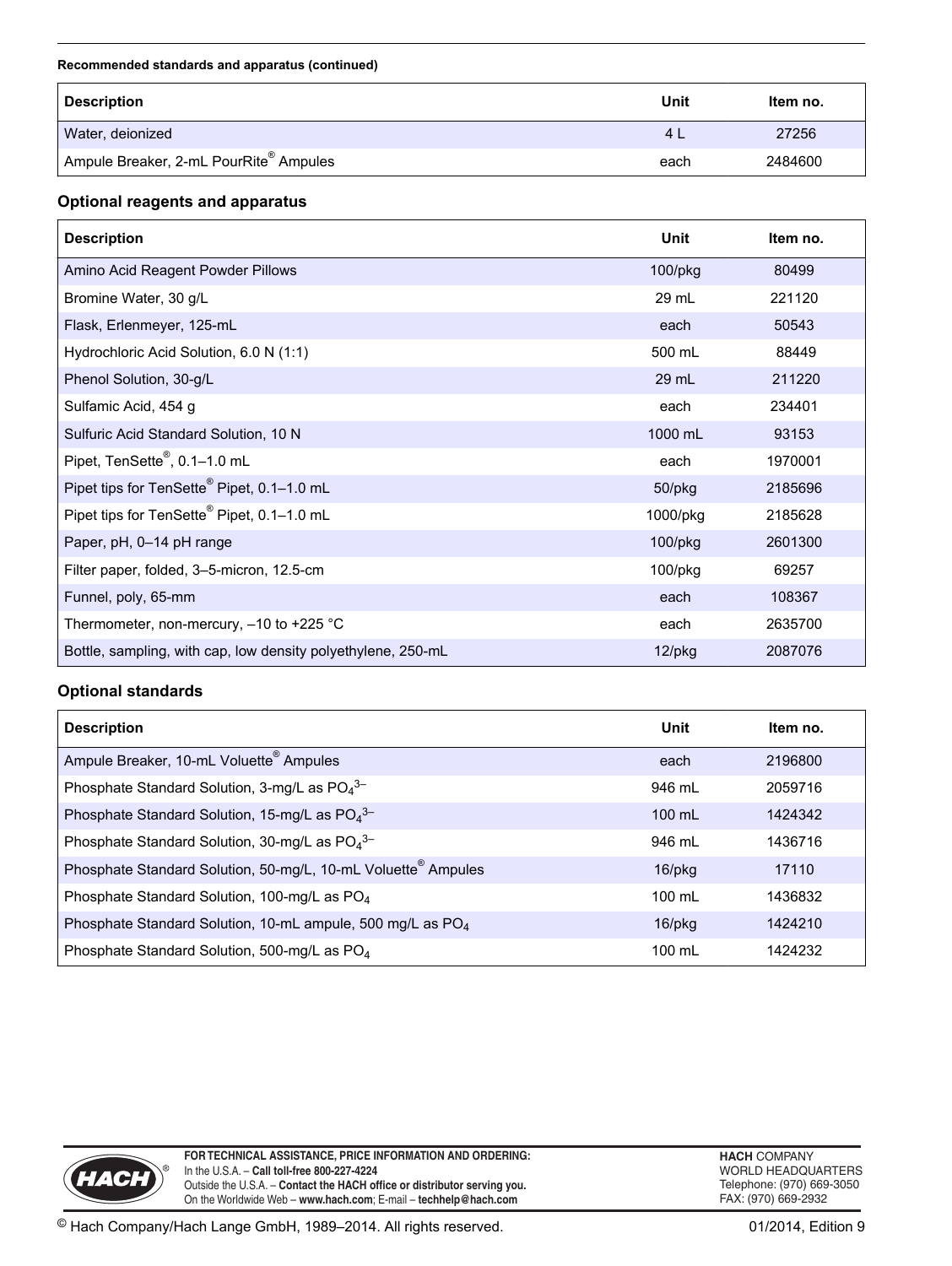**Recommended standards and apparatus (continued)**

| Description | Unit | Item no. |
| --- | --- | --- |
| Water, deionized | 4 L | 27256 |
| Ampule Breaker, 2-mL PourRite® Ampules | each | 2484600 |

## Optional reagents and apparatus

| Description | Unit | Item no. |
| --- | --- | --- |
| Amino Acid Reagent Powder Pillows | 100/pkg | 80499 |
| Bromine Water, 30 g/L | 29 mL | 221120 |
| Flask, Erlenmeyer, 125-mL | each | 50543 |
| Hydrochloric Acid Solution, 6.0 N (1:1) | 500 mL | 88449 |
| Phenol Solution, 30-g/L | 29 mL | 211220 |
| Sulfamic Acid, 454 g | each | 234401 |
| Sulfuric Acid Standard Solution, 10 N | 1000 mL | 93153 |
| Pipet, TenSette®, 0.1–1.0 mL | each | 1970001 |
| Pipet tips for TenSette® Pipet, 0.1–1.0 mL | 50/pkg | 2185696 |
| Pipet tips for TenSette® Pipet, 0.1–1.0 mL | 1000/pkg | 2185628 |
| Paper, pH, 0–14 pH range | 100/pkg | 2601300 |
| Filter paper, folded, 3–5-micron, 12.5-cm | 100/pkg | 69257 |
| Funnel, poly, 65-mm | each | 108367 |
| Thermometer, non-mercury, –10 to +225 °C | each | 2635700 |
| Bottle, sampling, with cap, low density polyethylene, 250-mL | 12/pkg | 2087076 |

## Optional standards

| Description | Unit | Item no. |
| --- | --- | --- |
| Ampule Breaker, 10-mL Voluette® Ampules | each | 2196800 |
| Phosphate Standard Solution, 3-mg/L as $PO_4^{3-}$ | 946 mL | 2059716 |
| Phosphate Standard Solution, 15-mg/L as $PO_4^{3-}$ | 100 mL | 1424342 |
| Phosphate Standard Solution, 30-mg/L as $PO_4^{3-}$ | 946 mL | 1436716 |
| Phosphate Standard Solution, 50-mg/L, 10-mL Voluette® Ampules | 16/pkg | 17110 |
| Phosphate Standard Solution, 100-mg/L as $PO_4$ | 100 mL | 1436832 |
| Phosphate Standard Solution, 10-mL ampule, 500 mg/L as $PO_4$ | 16/pkg | 1424210 |
| Phosphate Standard Solution, 500-mg/L as $PO_4$ | 100 mL | 1424232 |

**FOR TECHNICAL ASSISTANCE, PRICE INFORMATION AND ORDERING:**
In the U.S.A. – **Call toll-free 800-227-4224**
Outside the U.S.A. – **Contact the HACH office or distributor serving you.**
On the Worldwide Web – **www.hach.com**; E-mail – **techhelp@hach.com**

**HACH** COMPANY
WORLD HEADQUARTERS
Telephone: (970) 669-3050
FAX: (970) 669-2932

© Hach Company/Hach Lange GmbH, 1989–2014. All rights reserved.

01/2014, Edition 9